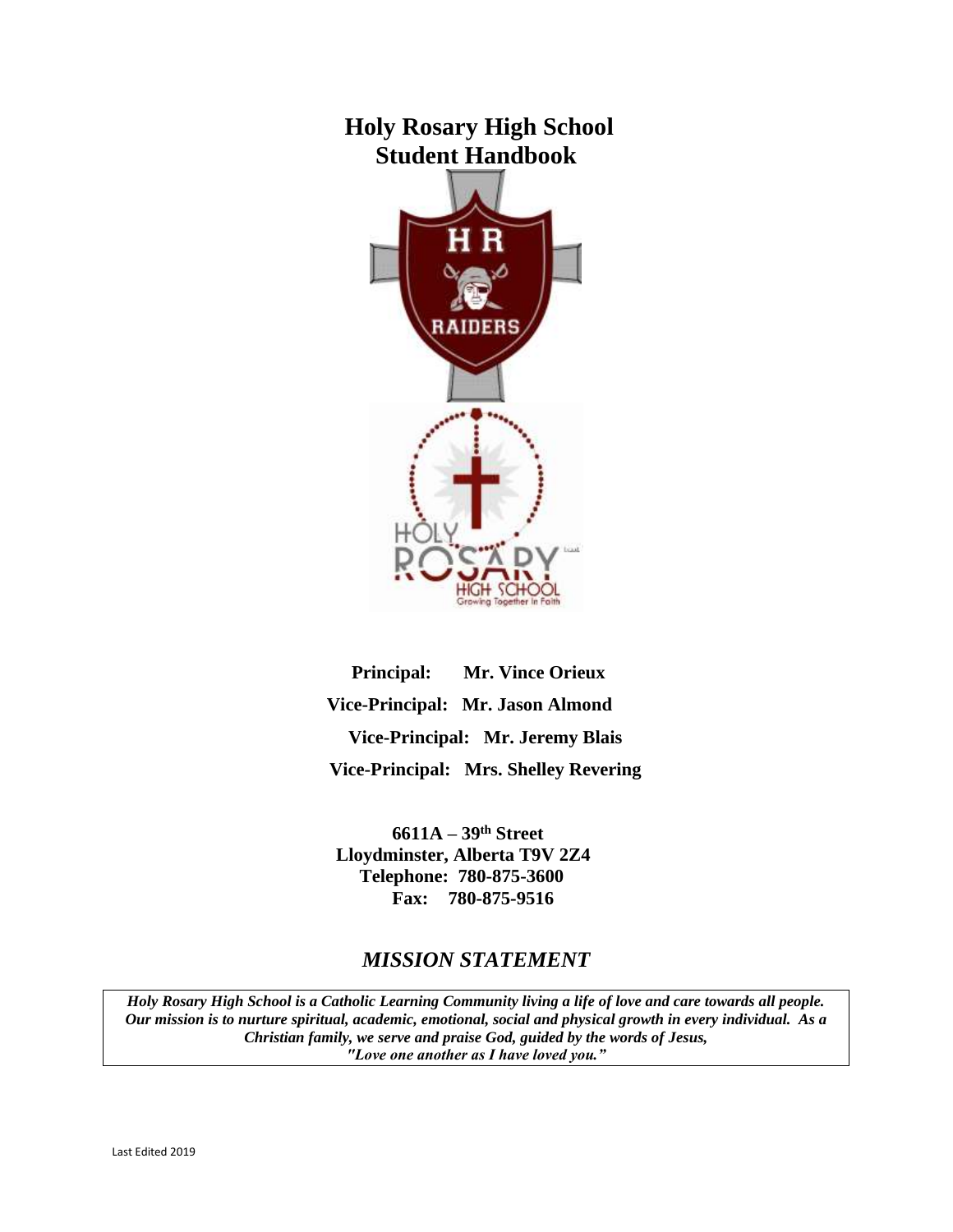# Holy Rosary High School
# Student Handbook

**Principal:** **Mr. Vince Orieux**

**Vice-Principal:** **Mr. Jason Almond**

**Vice-Principal:** **Mr. Jeremy Blais**

**Vice-Principal:** **Mrs. Shelley Revering**

**6611A – 39th Street**
**Lloydminster, Alberta T9V 2Z4**
**Telephone: 780-875-3600**
**Fax: 780-875-9516**

## *MISSION STATEMENT*

***Holy Rosary High School is a Catholic Learning Community living a life of love and care towards all people. Our mission is to nurture spiritual, academic, emotional, social and physical growth in every individual. As a Christian family, we serve and praise God, guided by the words of Jesus, "Love one another as I have loved you."***

Last Edited 2019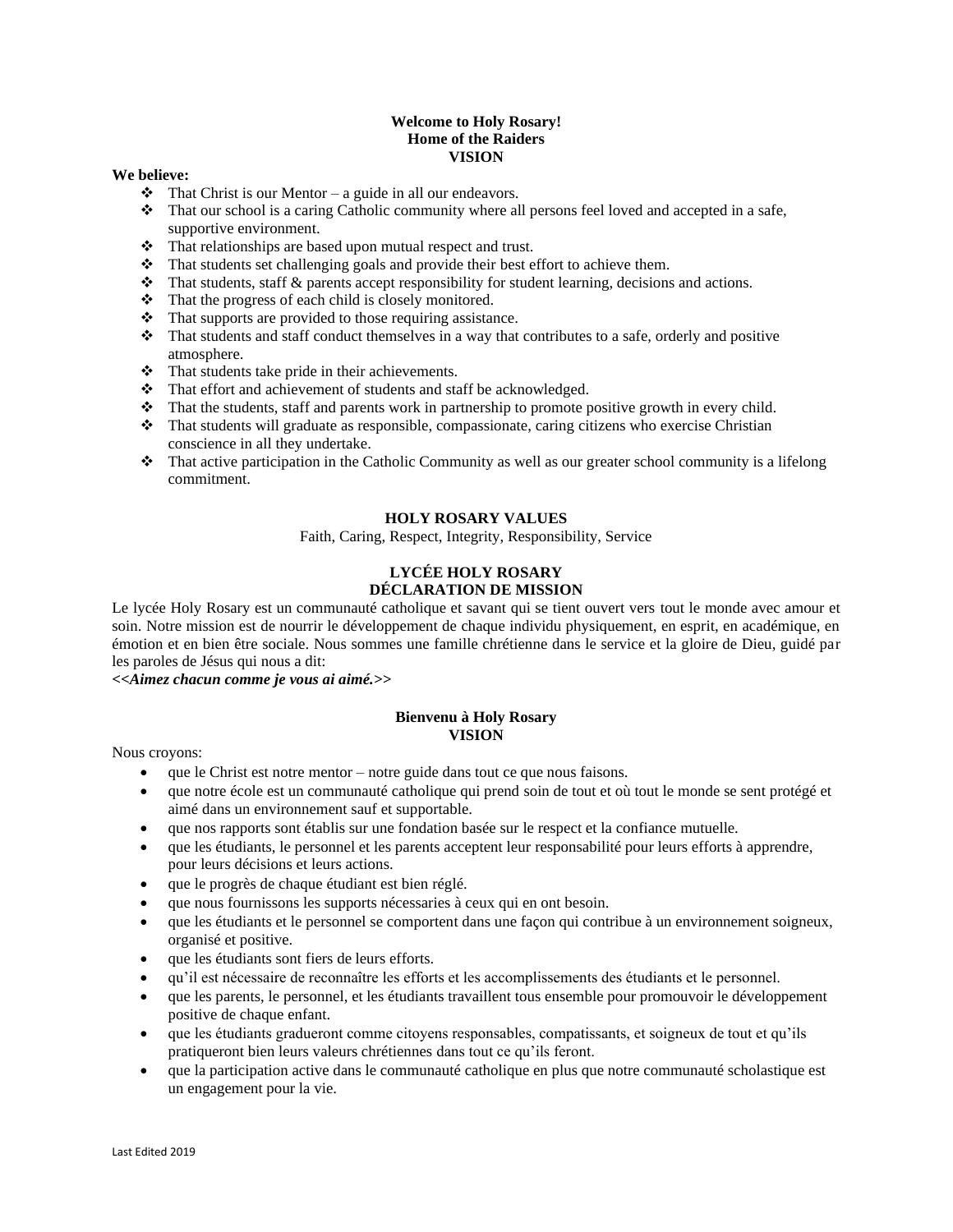**Welcome to Holy Rosary!**
**Home of the Raiders**
**VISION**

**We believe:**

- That Christ is our Mentor – a guide in all our endeavors.
- That our school is a caring Catholic community where all persons feel loved and accepted in a safe, supportive environment.
- That relationships are based upon mutual respect and trust.
- That students set challenging goals and provide their best effort to achieve them.
- That students, staff & parents accept responsibility for student learning, decisions and actions.
- That the progress of each child is closely monitored.
- That supports are provided to those requiring assistance.
- That students and staff conduct themselves in a way that contributes to a safe, orderly and positive atmosphere.
- That students take pride in their achievements.
- That effort and achievement of students and staff be acknowledged.
- That the students, staff and parents work in partnership to promote positive growth in every child.
- That students will graduate as responsible, compassionate, caring citizens who exercise Christian conscience in all they undertake.
- That active participation in the Catholic Community as well as our greater school community is a lifelong commitment.

**HOLY ROSARY VALUES**

Faith, Caring, Respect, Integrity, Responsibility, Service

**LYCÉE HOLY ROSARY**
**DÉCLARATION DE MISSION**

Le lycée Holy Rosary est un communauté catholique et savant qui se tient ouvert vers tout le monde avec amour et soin. Notre mission est de nourrir le développement de chaque individu physiquement, en esprit, en académique, en émotion et en bien être sociale. Nous sommes une famille chrétienne dans le service et la gloire de Dieu, guidé par les paroles de Jésus qui nous a dit:

***<<Aimez chacun comme je vous ai aimé.>>***

**Bienvenu à Holy Rosary**
**VISION**

Nous croyons:

- que le Christ est notre mentor – notre guide dans tout ce que nous faisons.
- que notre école est un communauté catholique qui prend soin de tout et où tout le monde se sent protégé et aimé dans un environnement sauf et supportable.
- que nos rapports sont établis sur une fondation basée sur le respect et la confiance mutuelle.
- que les étudiants, le personnel et les parents acceptent leur responsabilité pour leurs efforts à apprendre, pour leurs décisions et leurs actions.
- que le progrès de chaque étudiant est bien réglé.
- que nous fournissons les supports nécessaries à ceux qui en ont besoin.
- que les étudiants et le personnel se comportent dans une façon qui contribue à un environnement soigneux, organisé et positive.
- que les étudiants sont fiers de leurs efforts.
- qu'il est nécessaire de reconnaître les efforts et les accomplissements des étudiants et le personnel.
- que les parents, le personnel, et les étudiants travaillent tous ensemble pour promouvoir le développement positive de chaque enfant.
- que les étudiants gradueront comme citoyens responsables, compatissants, et soigneux de tout et qu'ils pratiqueront bien leurs valeurs chrétiennes dans tout ce qu'ils feront.
- que la participation active dans le communauté catholique en plus que notre communauté scholastique est un engagement pour la vie.

Last Edited 2019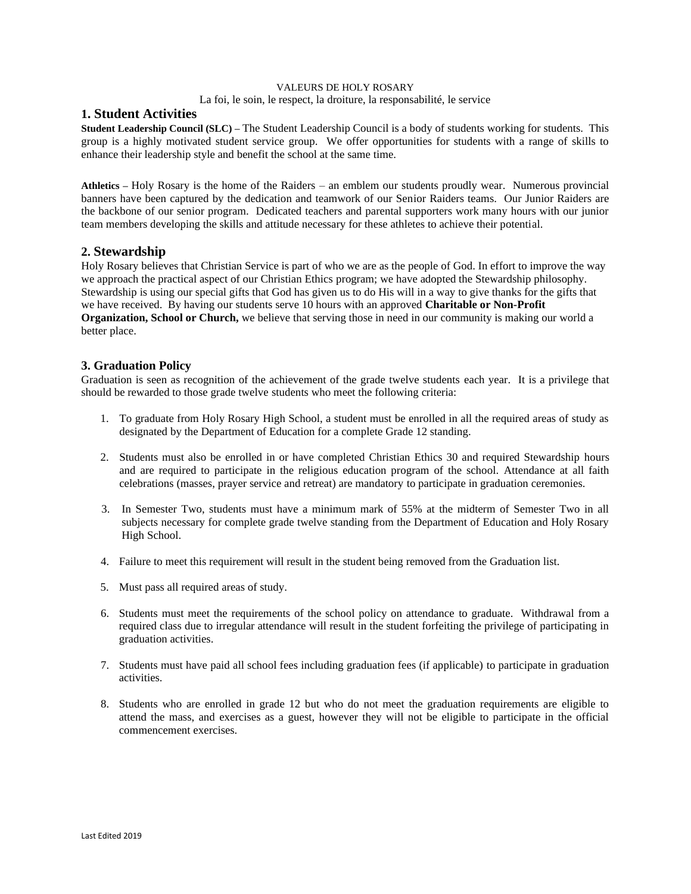VALEURS DE HOLY ROSARY

La foi, le soin, le respect, la droiture, la responsabilité, le service

## 1. Student Activities

**Student Leadership Council (SLC) –** The Student Leadership Council is a body of students working for students. This group is a highly motivated student service group. We offer opportunities for students with a range of skills to enhance their leadership style and benefit the school at the same time.

**Athletics –** Holy Rosary is the home of the Raiders – an emblem our students proudly wear. Numerous provincial banners have been captured by the dedication and teamwork of our Senior Raiders teams. Our Junior Raiders are the backbone of our senior program. Dedicated teachers and parental supporters work many hours with our junior team members developing the skills and attitude necessary for these athletes to achieve their potential.

## 2. Stewardship

Holy Rosary believes that Christian Service is part of who we are as the people of God. In effort to improve the way we approach the practical aspect of our Christian Ethics program; we have adopted the Stewardship philosophy. Stewardship is using our special gifts that God has given us to do His will in a way to give thanks for the gifts that we have received. By having our students serve 10 hours with an approved **Charitable or Non-Profit Organization, School or Church,** we believe that serving those in need in our community is making our world a better place.

## 3. Graduation Policy

Graduation is seen as recognition of the achievement of the grade twelve students each year. It is a privilege that should be rewarded to those grade twelve students who meet the following criteria:

1. To graduate from Holy Rosary High School, a student must be enrolled in all the required areas of study as designated by the Department of Education for a complete Grade 12 standing.

2. Students must also be enrolled in or have completed Christian Ethics 30 and required Stewardship hours and are required to participate in the religious education program of the school. Attendance at all faith celebrations (masses, prayer service and retreat) are mandatory to participate in graduation ceremonies.

3. In Semester Two, students must have a minimum mark of 55% at the midterm of Semester Two in all subjects necessary for complete grade twelve standing from the Department of Education and Holy Rosary High School.

4. Failure to meet this requirement will result in the student being removed from the Graduation list.

5. Must pass all required areas of study.

6. Students must meet the requirements of the school policy on attendance to graduate. Withdrawal from a required class due to irregular attendance will result in the student forfeiting the privilege of participating in graduation activities.

7. Students must have paid all school fees including graduation fees (if applicable) to participate in graduation activities.

8. Students who are enrolled in grade 12 but who do not meet the graduation requirements are eligible to attend the mass, and exercises as a guest, however they will not be eligible to participate in the official commencement exercises.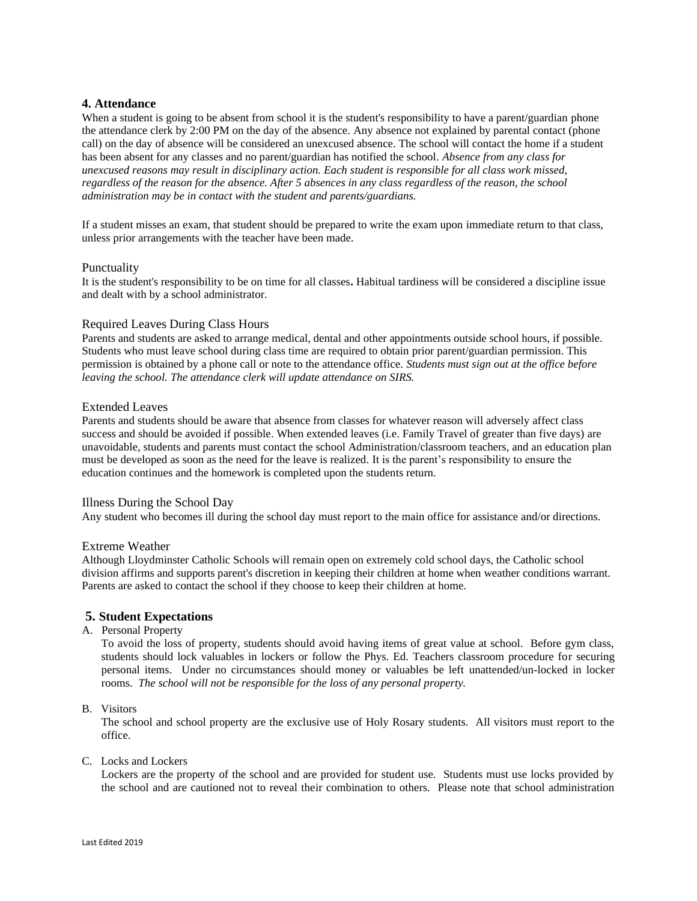## 4. Attendance

When a student is going to be absent from school it is the student's responsibility to have a parent/guardian phone the attendance clerk by 2:00 PM on the day of the absence. Any absence not explained by parental contact (phone call) on the day of absence will be considered an unexcused absence. The school will contact the home if a student has been absent for any classes and no parent/guardian has notified the school. *Absence from any class for unexcused reasons may result in disciplinary action. Each student is responsible for all class work missed, regardless of the reason for the absence. After 5 absences in any class regardless of the reason, the school administration may be in contact with the student and parents/guardians.*

If a student misses an exam, that student should be prepared to write the exam upon immediate return to that class, unless prior arrangements with the teacher have been made.

### Punctuality

It is the student's responsibility to be on time for all classes**.** Habitual tardiness will be considered a discipline issue and dealt with by a school administrator.

### Required Leaves During Class Hours

Parents and students are asked to arrange medical, dental and other appointments outside school hours, if possible. Students who must leave school during class time are required to obtain prior parent/guardian permission. This permission is obtained by a phone call or note to the attendance office. *Students must sign out at the office before leaving the school. The attendance clerk will update attendance on SIRS.*

### Extended Leaves

Parents and students should be aware that absence from classes for whatever reason will adversely affect class success and should be avoided if possible. When extended leaves (i.e. Family Travel of greater than five days) are unavoidable, students and parents must contact the school Administration/classroom teachers, and an education plan must be developed as soon as the need for the leave is realized. It is the parent's responsibility to ensure the education continues and the homework is completed upon the students return.

### Illness During the School Day

Any student who becomes ill during the school day must report to the main office for assistance and/or directions.

### Extreme Weather

Although Lloydminster Catholic Schools will remain open on extremely cold school days, the Catholic school division affirms and supports parent's discretion in keeping their children at home when weather conditions warrant. Parents are asked to contact the school if they choose to keep their children at home.

## 5. Student Expectations

A. Personal Property

To avoid the loss of property, students should avoid having items of great value at school. Before gym class, students should lock valuables in lockers or follow the Phys. Ed. Teachers classroom procedure for securing personal items. Under no circumstances should money or valuables be left unattended/un-locked in locker rooms. *The school will not be responsible for the loss of any personal property.*

B. Visitors

The school and school property are the exclusive use of Holy Rosary students. All visitors must report to the office.

C. Locks and Lockers

Lockers are the property of the school and are provided for student use. Students must use locks provided by the school and are cautioned not to reveal their combination to others. Please note that school administration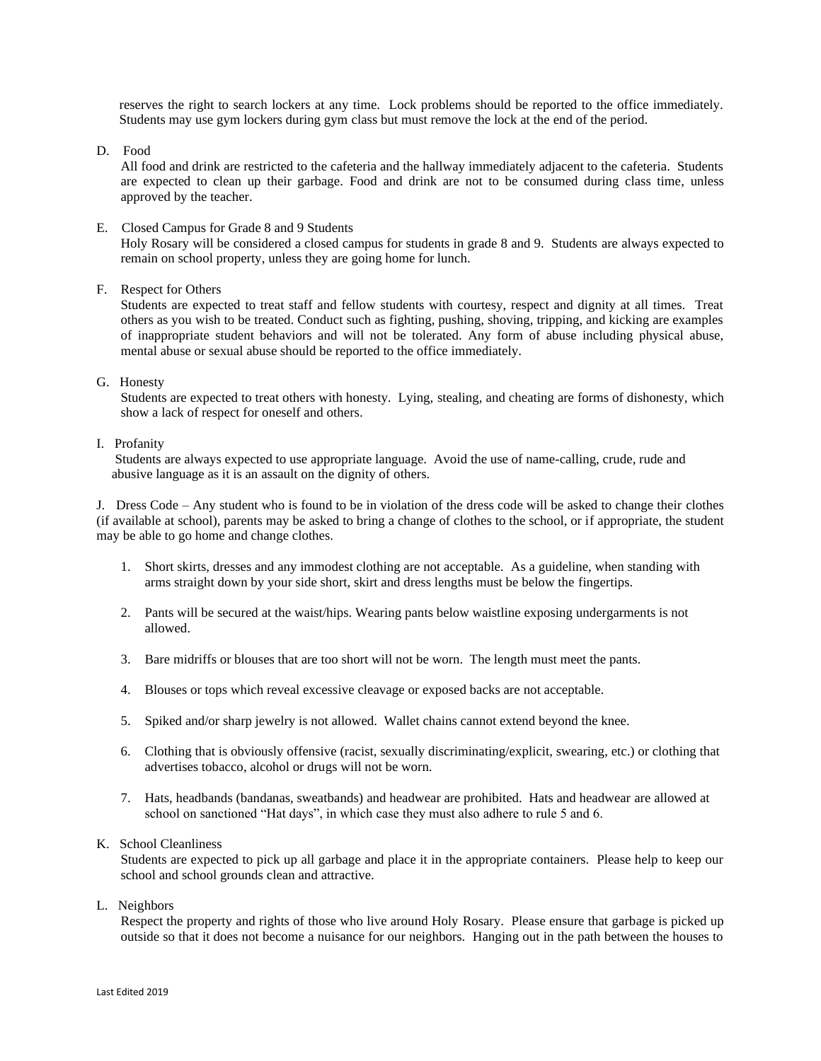reserves the right to search lockers at any time. Lock problems should be reported to the office immediately. Students may use gym lockers during gym class but must remove the lock at the end of the period.

D. Food

All food and drink are restricted to the cafeteria and the hallway immediately adjacent to the cafeteria. Students are expected to clean up their garbage. Food and drink are not to be consumed during class time, unless approved by the teacher.

E. Closed Campus for Grade 8 and 9 Students

Holy Rosary will be considered a closed campus for students in grade 8 and 9. Students are always expected to remain on school property, unless they are going home for lunch.

F. Respect for Others

Students are expected to treat staff and fellow students with courtesy, respect and dignity at all times. Treat others as you wish to be treated. Conduct such as fighting, pushing, shoving, tripping, and kicking are examples of inappropriate student behaviors and will not be tolerated. Any form of abuse including physical abuse, mental abuse or sexual abuse should be reported to the office immediately.

G. Honesty

Students are expected to treat others with honesty. Lying, stealing, and cheating are forms of dishonesty, which show a lack of respect for oneself and others.

I. Profanity

Students are always expected to use appropriate language. Avoid the use of name-calling, crude, rude and abusive language as it is an assault on the dignity of others.

J. Dress Code – Any student who is found to be in violation of the dress code will be asked to change their clothes (if available at school), parents may be asked to bring a change of clothes to the school, or if appropriate, the student may be able to go home and change clothes.

1. Short skirts, dresses and any immodest clothing are not acceptable. As a guideline, when standing with arms straight down by your side short, skirt and dress lengths must be below the fingertips.
2. Pants will be secured at the waist/hips. Wearing pants below waistline exposing undergarments is not allowed.
3. Bare midriffs or blouses that are too short will not be worn. The length must meet the pants.
4. Blouses or tops which reveal excessive cleavage or exposed backs are not acceptable.
5. Spiked and/or sharp jewelry is not allowed. Wallet chains cannot extend beyond the knee.
6. Clothing that is obviously offensive (racist, sexually discriminating/explicit, swearing, etc.) or clothing that advertises tobacco, alcohol or drugs will not be worn.
7. Hats, headbands (bandanas, sweatbands) and headwear are prohibited. Hats and headwear are allowed at school on sanctioned "Hat days", in which case they must also adhere to rule 5 and 6.

K. School Cleanliness

Students are expected to pick up all garbage and place it in the appropriate containers. Please help to keep our school and school grounds clean and attractive.

L. Neighbors

Respect the property and rights of those who live around Holy Rosary. Please ensure that garbage is picked up outside so that it does not become a nuisance for our neighbors. Hanging out in the path between the houses to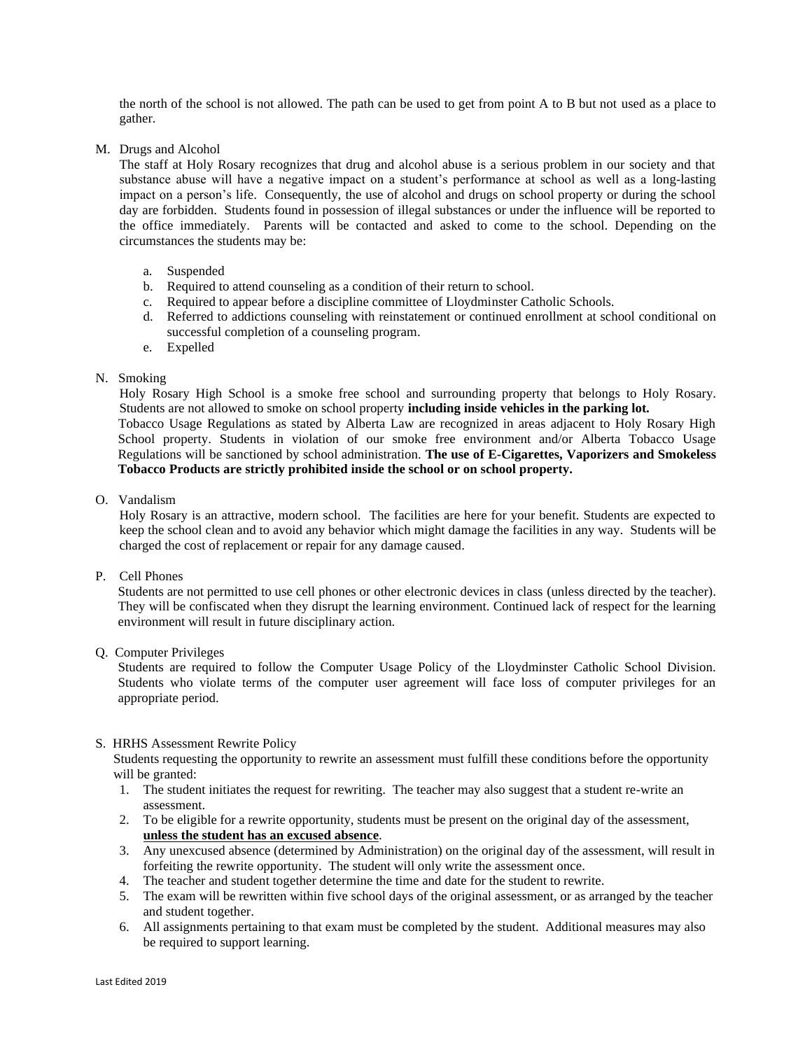the north of the school is not allowed. The path can be used to get from point A to B but not used as a place to gather.

M. Drugs and Alcohol

The staff at Holy Rosary recognizes that drug and alcohol abuse is a serious problem in our society and that substance abuse will have a negative impact on a student's performance at school as well as a long-lasting impact on a person's life. Consequently, the use of alcohol and drugs on school property or during the school day are forbidden. Students found in possession of illegal substances or under the influence will be reported to the office immediately. Parents will be contacted and asked to come to the school. Depending on the circumstances the students may be:

a. Suspended
b. Required to attend counseling as a condition of their return to school.
c. Required to appear before a discipline committee of Lloydminster Catholic Schools.
d. Referred to addictions counseling with reinstatement or continued enrollment at school conditional on successful completion of a counseling program.
e. Expelled

N. Smoking

Holy Rosary High School is a smoke free school and surrounding property that belongs to Holy Rosary. Students are not allowed to smoke on school property **including inside vehicles in the parking lot.** Tobacco Usage Regulations as stated by Alberta Law are recognized in areas adjacent to Holy Rosary High School property. Students in violation of our smoke free environment and/or Alberta Tobacco Usage Regulations will be sanctioned by school administration. **The use of E-Cigarettes, Vaporizers and Smokeless Tobacco Products are strictly prohibited inside the school or on school property.**

O. Vandalism

Holy Rosary is an attractive, modern school. The facilities are here for your benefit. Students are expected to keep the school clean and to avoid any behavior which might damage the facilities in any way. Students will be charged the cost of replacement or repair for any damage caused.

P. Cell Phones

Students are not permitted to use cell phones or other electronic devices in class (unless directed by the teacher). They will be confiscated when they disrupt the learning environment. Continued lack of respect for the learning environment will result in future disciplinary action.

Q. Computer Privileges

Students are required to follow the Computer Usage Policy of the Lloydminster Catholic School Division. Students who violate terms of the computer user agreement will face loss of computer privileges for an appropriate period.

S. HRHS Assessment Rewrite Policy

Students requesting the opportunity to rewrite an assessment must fulfill these conditions before the opportunity will be granted:

1. The student initiates the request for rewriting. The teacher may also suggest that a student re-write an assessment.
2. To be eligible for a rewrite opportunity, students must be present on the original day of the assessment, **<u>unless the student has an excused absence</u>**.
3. Any unexcused absence (determined by Administration) on the original day of the assessment, will result in forfeiting the rewrite opportunity. The student will only write the assessment once.
4. The teacher and student together determine the time and date for the student to rewrite.
5. The exam will be rewritten within five school days of the original assessment, or as arranged by the teacher and student together.
6. All assignments pertaining to that exam must be completed by the student. Additional measures may also be required to support learning.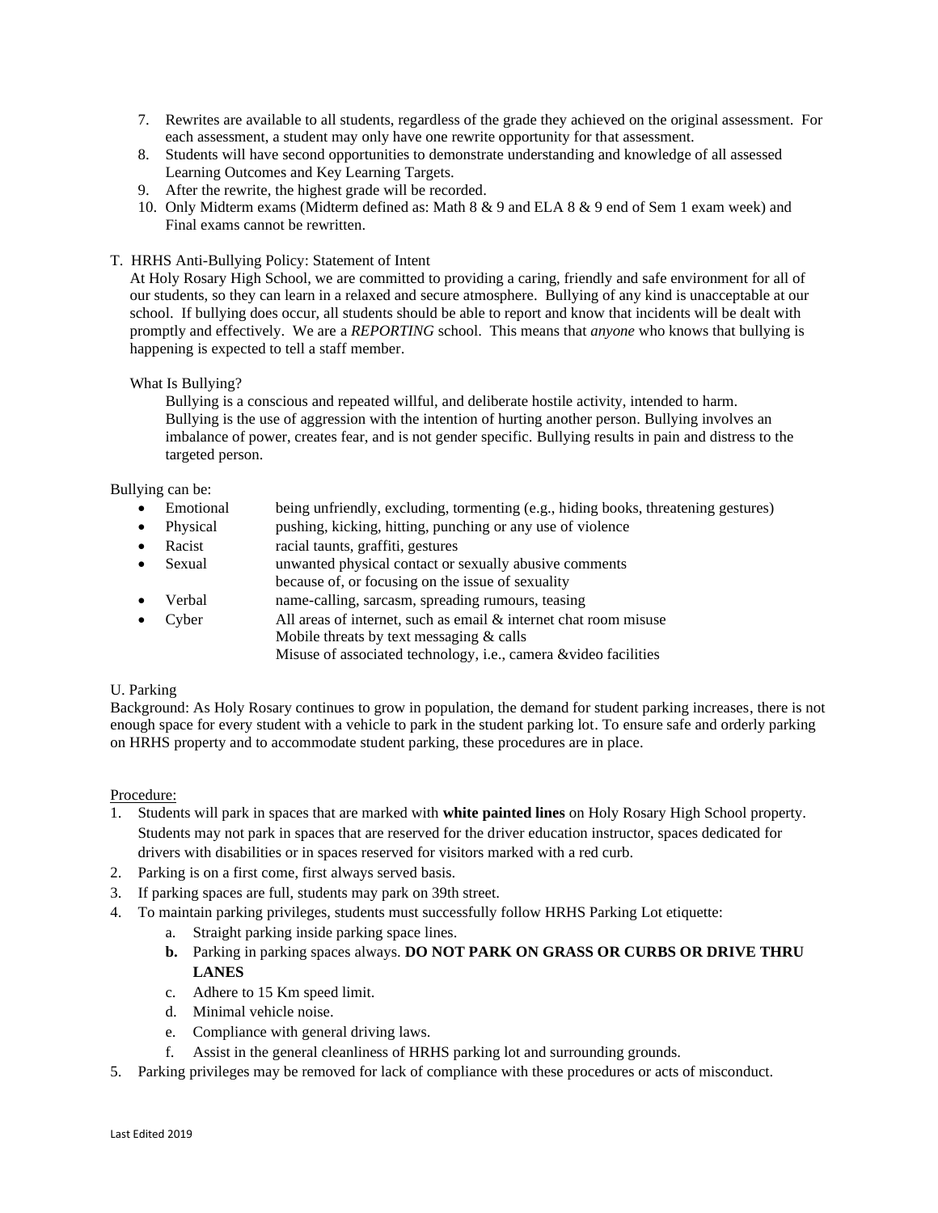7. Rewrites are available to all students, regardless of the grade they achieved on the original assessment. For each assessment, a student may only have one rewrite opportunity for that assessment.
8. Students will have second opportunities to demonstrate understanding and knowledge of all assessed Learning Outcomes and Key Learning Targets.
9. After the rewrite, the highest grade will be recorded.
10. Only Midterm exams (Midterm defined as: Math 8 & 9 and ELA 8 & 9 end of Sem 1 exam week) and Final exams cannot be rewritten.

T. HRHS Anti-Bullying Policy: Statement of Intent

At Holy Rosary High School, we are committed to providing a caring, friendly and safe environment for all of our students, so they can learn in a relaxed and secure atmosphere. Bullying of any kind is unacceptable at our school. If bullying does occur, all students should be able to report and know that incidents will be dealt with promptly and effectively. We are a *REPORTING* school. This means that *anyone* who knows that bullying is happening is expected to tell a staff member.

What Is Bullying?

Bullying is a conscious and repeated willful, and deliberate hostile activity, intended to harm. Bullying is the use of aggression with the intention of hurting another person. Bullying involves an imbalance of power, creates fear, and is not gender specific. Bullying results in pain and distress to the targeted person.

Bullying can be:

- Emotional — being unfriendly, excluding, tormenting (e.g., hiding books, threatening gestures)
- Physical — pushing, kicking, hitting, punching or any use of violence
- Racist — racial taunts, graffiti, gestures
- Sexual — unwanted physical contact or sexually abusive comments because of, or focusing on the issue of sexuality
- Verbal — name-calling, sarcasm, spreading rumours, teasing
- Cyber — All areas of internet, such as email & internet chat room misuse
  Mobile threats by text messaging & calls
  Misuse of associated technology, i.e., camera &video facilities

U. Parking

Background: As Holy Rosary continues to grow in population, the demand for student parking increases, there is not enough space for every student with a vehicle to park in the student parking lot. To ensure safe and orderly parking on HRHS property and to accommodate student parking, these procedures are in place.

Procedure:

1. Students will park in spaces that are marked with **white painted lines** on Holy Rosary High School property. Students may not park in spaces that are reserved for the driver education instructor, spaces dedicated for drivers with disabilities or in spaces reserved for visitors marked with a red curb.
2. Parking is on a first come, first always served basis.
3. If parking spaces are full, students may park on 39th street.
4. To maintain parking privileges, students must successfully follow HRHS Parking Lot etiquette:
   a. Straight parking inside parking space lines.
   **b.** Parking in parking spaces always. **DO NOT PARK ON GRASS OR CURBS OR DRIVE THRU LANES**
   c. Adhere to 15 Km speed limit.
   d. Minimal vehicle noise.
   e. Compliance with general driving laws.
   f. Assist in the general cleanliness of HRHS parking lot and surrounding grounds.
5. Parking privileges may be removed for lack of compliance with these procedures or acts of misconduct.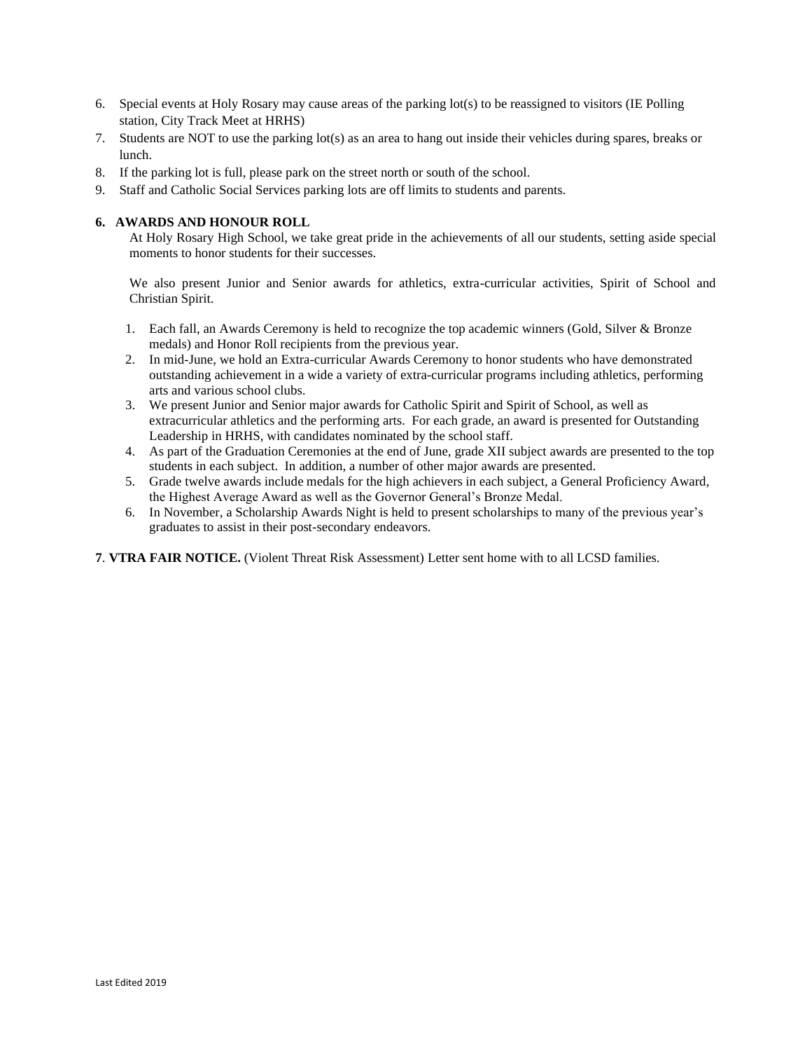6. Special events at Holy Rosary may cause areas of the parking lot(s) to be reassigned to visitors (IE Polling station, City Track Meet at HRHS)
7. Students are NOT to use the parking lot(s) as an area to hang out inside their vehicles during spares, breaks or lunch.
8. If the parking lot is full, please park on the street north or south of the school.
9. Staff and Catholic Social Services parking lots are off limits to students and parents.

**6. AWARDS AND HONOUR ROLL**

At Holy Rosary High School, we take great pride in the achievements of all our students, setting aside special moments to honor students for their successes.

We also present Junior and Senior awards for athletics, extra-curricular activities, Spirit of School and Christian Spirit.

1. Each fall, an Awards Ceremony is held to recognize the top academic winners (Gold, Silver & Bronze medals) and Honor Roll recipients from the previous year.
2. In mid-June, we hold an Extra-curricular Awards Ceremony to honor students who have demonstrated outstanding achievement in a wide a variety of extra-curricular programs including athletics, performing arts and various school clubs.
3. We present Junior and Senior major awards for Catholic Spirit and Spirit of School, as well as extracurricular athletics and the performing arts. For each grade, an award is presented for Outstanding Leadership in HRHS, with candidates nominated by the school staff.
4. As part of the Graduation Ceremonies at the end of June, grade XII subject awards are presented to the top students in each subject. In addition, a number of other major awards are presented.
5. Grade twelve awards include medals for the high achievers in each subject, a General Proficiency Award, the Highest Average Award as well as the Governor General's Bronze Medal.
6. In November, a Scholarship Awards Night is held to present scholarships to many of the previous year's graduates to assist in their post-secondary endeavors.

**7**. **VTRA FAIR NOTICE.** (Violent Threat Risk Assessment) Letter sent home with to all LCSD families.

Last Edited 2019